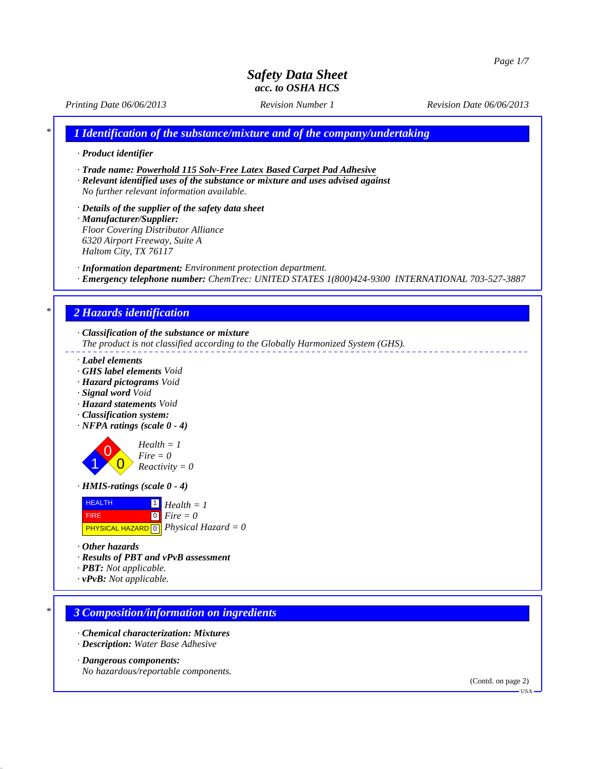# Safety Data Sheet
## acc. to OSHA HCS

Printing Date 06/06/2013 | Revision Number 1 | Revision Date 06/06/2013

## 1 Identification of the substance/mixture and of the company/undertaking

· **Product identifier**

· **Trade name:** Powerhold 115 Solv-Free Latex Based Carpet Pad Adhesive

· **Relevant identified uses of the substance or mixture and uses advised against**
No further relevant information available.

· **Details of the supplier of the safety data sheet**

· **Manufacturer/Supplier:**
Floor Covering Distributor Alliance
6320 Airport Freeway, Suite A
Haltom City, TX 76117

· **Information department:** Environment protection department.

· **Emergency telephone number:** ChemTrec: UNITED STATES 1(800)424-9300 INTERNATIONAL 703-527-3887

## 2 Hazards identification

· **Classification of the substance or mixture**
The product is not classified according to the Globally Harmonized System (GHS).

· **Label elements**

· **GHS label elements** Void

· **Hazard pictograms** Void

· **Signal word** Void

· **Hazard statements** Void

· **Classification system:**

· **NFPA ratings (scale 0 - 4)**

Health = 1
Fire = 0
Reactivity = 0

· **HMIS-ratings (scale 0 - 4)**

| | | |
|---|---|---|
| HEALTH | 1 | Health = 1 |
| FIRE | 0 | Fire = 0 |
| PHYSICAL HAZARD | 0 | Physical Hazard = 0 |

· **Other hazards**

· **Results of PBT and vPvB assessment**

· **PBT:** Not applicable.

· **vPvB:** Not applicable.

## 3 Composition/information on ingredients

· **Chemical characterization: Mixtures**

· **Description:** Water Base Adhesive

· **Dangerous components:**
No hazardous/reportable components.

(Contd. on page 2)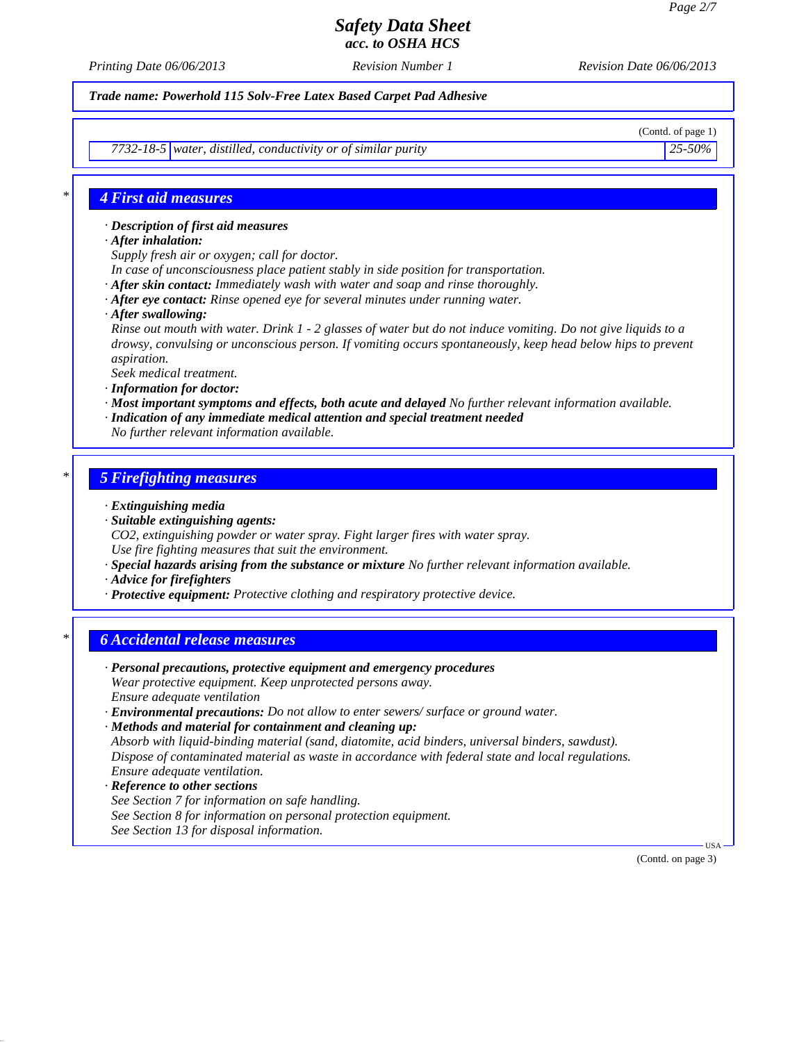**Trade name: Powerhold 115 Solv-Free Latex Based Carpet Pad Adhesive**

(Contd. of page 1)

| | | |
|---|---|---|
| 7732-18-5 | water, distilled, conductivity or of similar purity | 25-50% |

## 4 First aid measures

- **Description of first aid measures**
- **After inhalation:**
  Supply fresh air or oxygen; call for doctor.
  In case of unconsciousness place patient stably in side position for transportation.
- **After skin contact:** Immediately wash with water and soap and rinse thoroughly.
- **After eye contact:** Rinse opened eye for several minutes under running water.
- **After swallowing:**
  Rinse out mouth with water. Drink 1 - 2 glasses of water but do not induce vomiting. Do not give liquids to a drowsy, convulsing or unconscious person. If vomiting occurs spontaneously, keep head below hips to prevent aspiration.
  Seek medical treatment.
- **Information for doctor:**
- **Most important symptoms and effects, both acute and delayed** No further relevant information available.
- **Indication of any immediate medical attention and special treatment needed**
  No further relevant information available.

## 5 Firefighting measures

- **Extinguishing media**
- **Suitable extinguishing agents:**
  $CO_2$, extinguishing powder or water spray. Fight larger fires with water spray.
  Use fire fighting measures that suit the environment.
- **Special hazards arising from the substance or mixture** No further relevant information available.
- **Advice for firefighters**
- **Protective equipment:** Protective clothing and respiratory protective device.

## 6 Accidental release measures

- **Personal precautions, protective equipment and emergency procedures**
  Wear protective equipment. Keep unprotected persons away.
  Ensure adequate ventilation
- **Environmental precautions:** Do not allow to enter sewers/ surface or ground water.
- **Methods and material for containment and cleaning up:**
  Absorb with liquid-binding material (sand, diatomite, acid binders, universal binders, sawdust).
  Dispose of contaminated material as waste in accordance with federal state and local regulations.
  Ensure adequate ventilation.
- **Reference to other sections**
  See Section 7 for information on safe handling.
  See Section 8 for information on personal protection equipment.
  See Section 13 for disposal information.

(Contd. on page 3)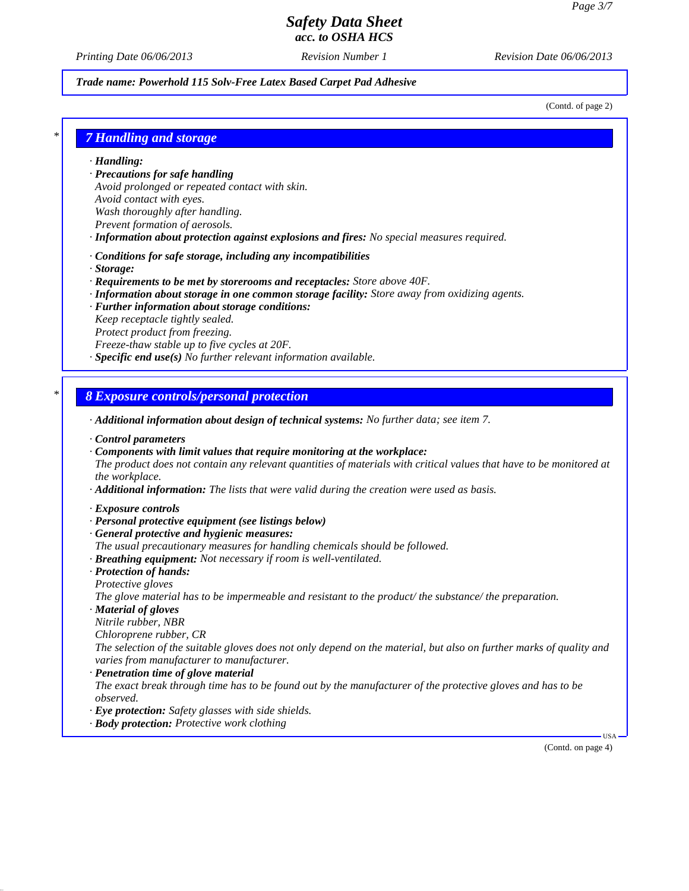*Trade name: Powerhold 115 Solv-Free Latex Based Carpet Pad Adhesive*

(Contd. of page 2)

## 7 Handling and storage

· **Handling:**
· **Precautions for safe handling**
Avoid prolonged or repeated contact with skin.
Avoid contact with eyes.
Wash thoroughly after handling.
Prevent formation of aerosols.
· **Information about protection against explosions and fires:** No special measures required.

· **Conditions for safe storage, including any incompatibilities**
· **Storage:**
· **Requirements to be met by storerooms and receptacles:** Store above 40F.
· **Information about storage in one common storage facility:** Store away from oxidizing agents.
· **Further information about storage conditions:**
Keep receptacle tightly sealed.
Protect product from freezing.
Freeze-thaw stable up to five cycles at 20F.
· **Specific end use(s)** No further relevant information available.

## 8 Exposure controls/personal protection

· **Additional information about design of technical systems:** No further data; see item 7.

· **Control parameters**
· **Components with limit values that require monitoring at the workplace:**
The product does not contain any relevant quantities of materials with critical values that have to be monitored at the workplace.
· **Additional information:** The lists that were valid during the creation were used as basis.

· **Exposure controls**
· **Personal protective equipment (see listings below)**
· **General protective and hygienic measures:**
The usual precautionary measures for handling chemicals should be followed.
· **Breathing equipment:** Not necessary if room is well-ventilated.
· **Protection of hands:**
Protective gloves
The glove material has to be impermeable and resistant to the product/ the substance/ the preparation.
· **Material of gloves**
Nitrile rubber, NBR
Chloroprene rubber, CR
The selection of the suitable gloves does not only depend on the material, but also on further marks of quality and varies from manufacturer to manufacturer.
· **Penetration time of glove material**
The exact break through time has to be found out by the manufacturer of the protective gloves and has to be observed.
· **Eye protection:** Safety glasses with side shields.
· **Body protection:** Protective work clothing

(Contd. on page 4)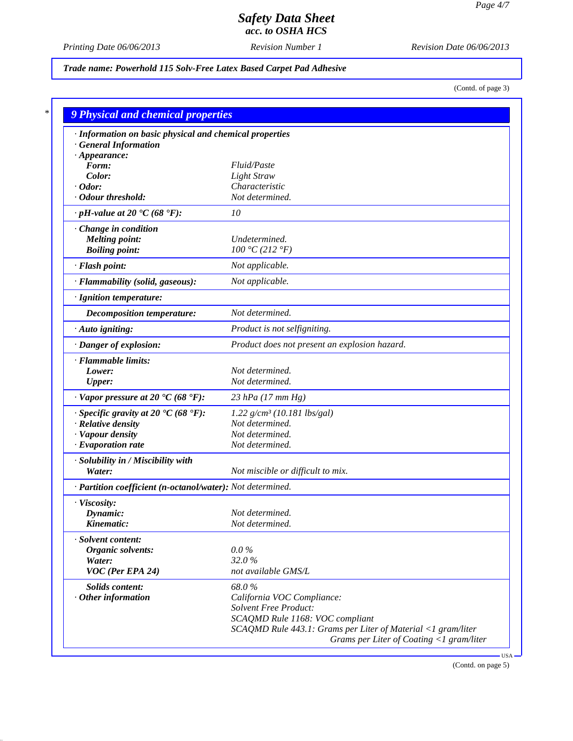# Safety Data Sheet
## acc. to OSHA HCS

Printing Date 06/06/2013 | Revision Number 1 | Revision Date 06/06/2013

**Trade name: Powerhold 115 Solv-Free Latex Based Carpet Pad Adhesive**

(Contd. of page 3)

## 9 Physical and chemical properties

| Property | Value |
|---|---|
| **· Information on basic physical and chemical properties** | |
| **· General Information** | |
| **· Appearance:** | |
| **Form:** | Fluid/Paste |
| **Color:** | Light Straw |
| **· Odor:** | Characteristic |
| **· Odour threshold:** | Not determined. |
| **· pH-value at 20 °C (68 °F):** | 10 |
| **· Change in condition** | |
| **Melting point:** | Undetermined. |
| **Boiling point:** | 100 °C (212 °F) |
| **· Flash point:** | Not applicable. |
| **· Flammability (solid, gaseous):** | Not applicable. |
| **· Ignition temperature:** | |
| **Decomposition temperature:** | Not determined. |
| **· Auto igniting:** | Product is not selfigniting. |
| **· Danger of explosion:** | Product does not present an explosion hazard. |
| **· Flammable limits:** | |
| **Lower:** | Not determined. |
| **Upper:** | Not determined. |
| **· Vapor pressure at 20 °C (68 °F):** | 23 hPa (17 mm Hg) |
| **· Specific gravity at 20 °C (68 °F):** | 1.22 g/cm³ (10.181 lbs/gal) |
| **· Relative density** | Not determined. |
| **· Vapour density** | Not determined. |
| **· Evaporation rate** | Not determined. |
| **· Solubility in / Miscibility with** | |
| **Water:** | Not miscible or difficult to mix. |
| **· Partition coefficient (n-octanol/water):** | Not determined. |
| **· Viscosity:** | |
| **Dynamic:** | Not determined. |
| **Kinematic:** | Not determined. |
| **· Solvent content:** | |
| **Organic solvents:** | 0.0 % |
| **Water:** | 32.0 % |
| **VOC (Per EPA 24)** | not available GMS/L |
| **Solids content:** | 68.0 % |
| **· Other information** | California VOC Compliance:<br>Solvent Free Product:<br>SCAQMD Rule 1168: VOC compliant<br>SCAQMD Rule 443.1: Grams per Liter of Material <1 gram/liter<br>Grams per Liter of Coating <1 gram/liter |

(Contd. on page 5)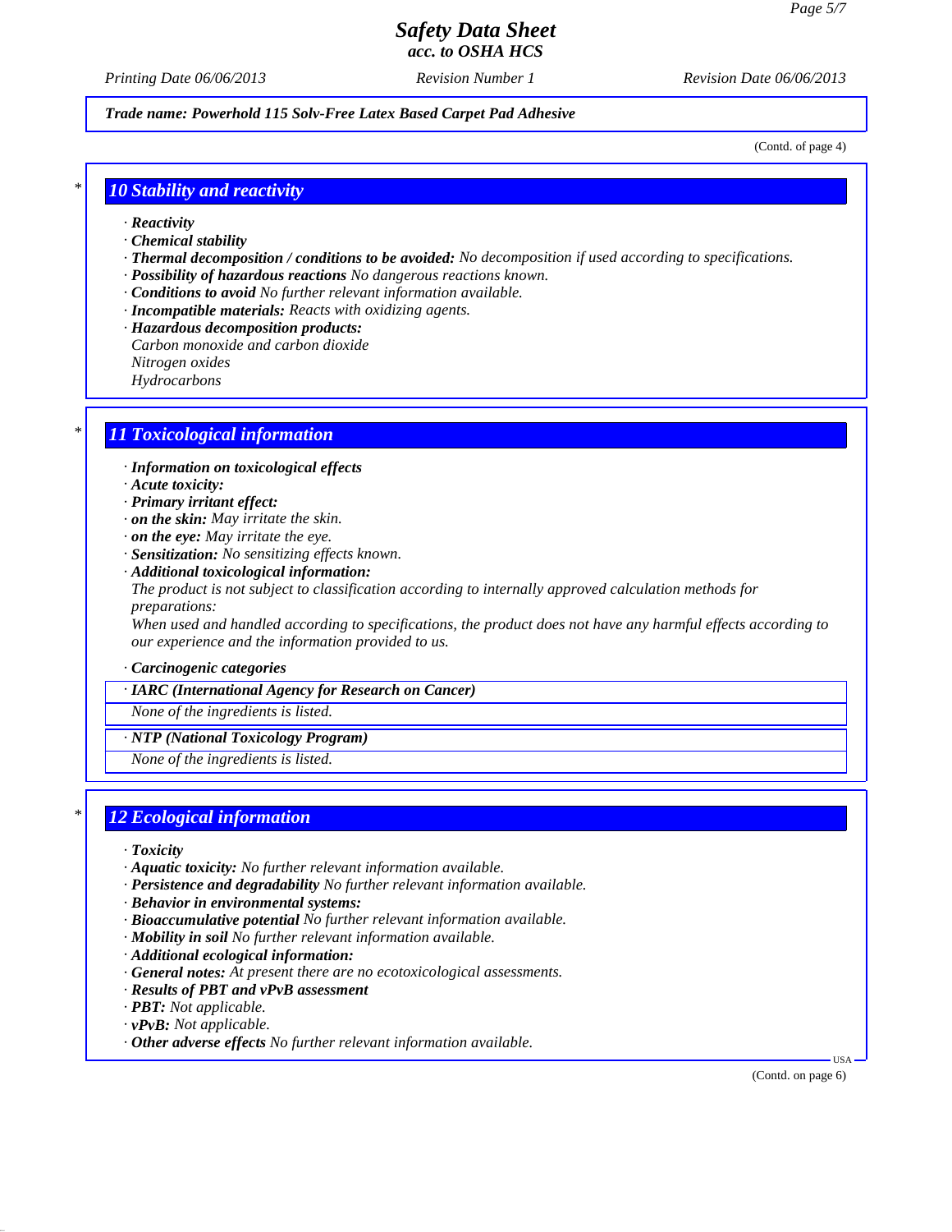Trade name: Powerhold 115 Solv-Free Latex Based Carpet Pad Adhesive

(Contd. of page 4)

## 10 Stability and reactivity

- **Reactivity**
- **Chemical stability**
- **Thermal decomposition / conditions to be avoided:** No decomposition if used according to specifications.
- **Possibility of hazardous reactions** No dangerous reactions known.
- **Conditions to avoid** No further relevant information available.
- **Incompatible materials:** Reacts with oxidizing agents.
- **Hazardous decomposition products:**
  Carbon monoxide and carbon dioxide
  Nitrogen oxides
  Hydrocarbons

## 11 Toxicological information

- **Information on toxicological effects**
- **Acute toxicity:**
- **Primary irritant effect:**
- **on the skin:** May irritate the skin.
- **on the eye:** May irritate the eye.
- **Sensitization:** No sensitizing effects known.
- **Additional toxicological information:**
  The product is not subject to classification according to internally approved calculation methods for preparations:
  When used and handled according to specifications, the product does not have any harmful effects according to our experience and the information provided to us.

- **Carcinogenic categories**

| · IARC (International Agency for Research on Cancer) |
|---|
| None of the ingredients is listed. |

| · NTP (National Toxicology Program) |
|---|
| None of the ingredients is listed. |

## 12 Ecological information

- **Toxicity**
- **Aquatic toxicity:** No further relevant information available.
- **Persistence and degradability** No further relevant information available.
- **Behavior in environmental systems:**
- **Bioaccumulative potential** No further relevant information available.
- **Mobility in soil** No further relevant information available.
- **Additional ecological information:**
- **General notes:** At present there are no ecotoxicological assessments.
- **Results of PBT and vPvB assessment**
- **PBT:** Not applicable.
- **vPvB:** Not applicable.
- **Other adverse effects** No further relevant information available.

(Contd. on page 6)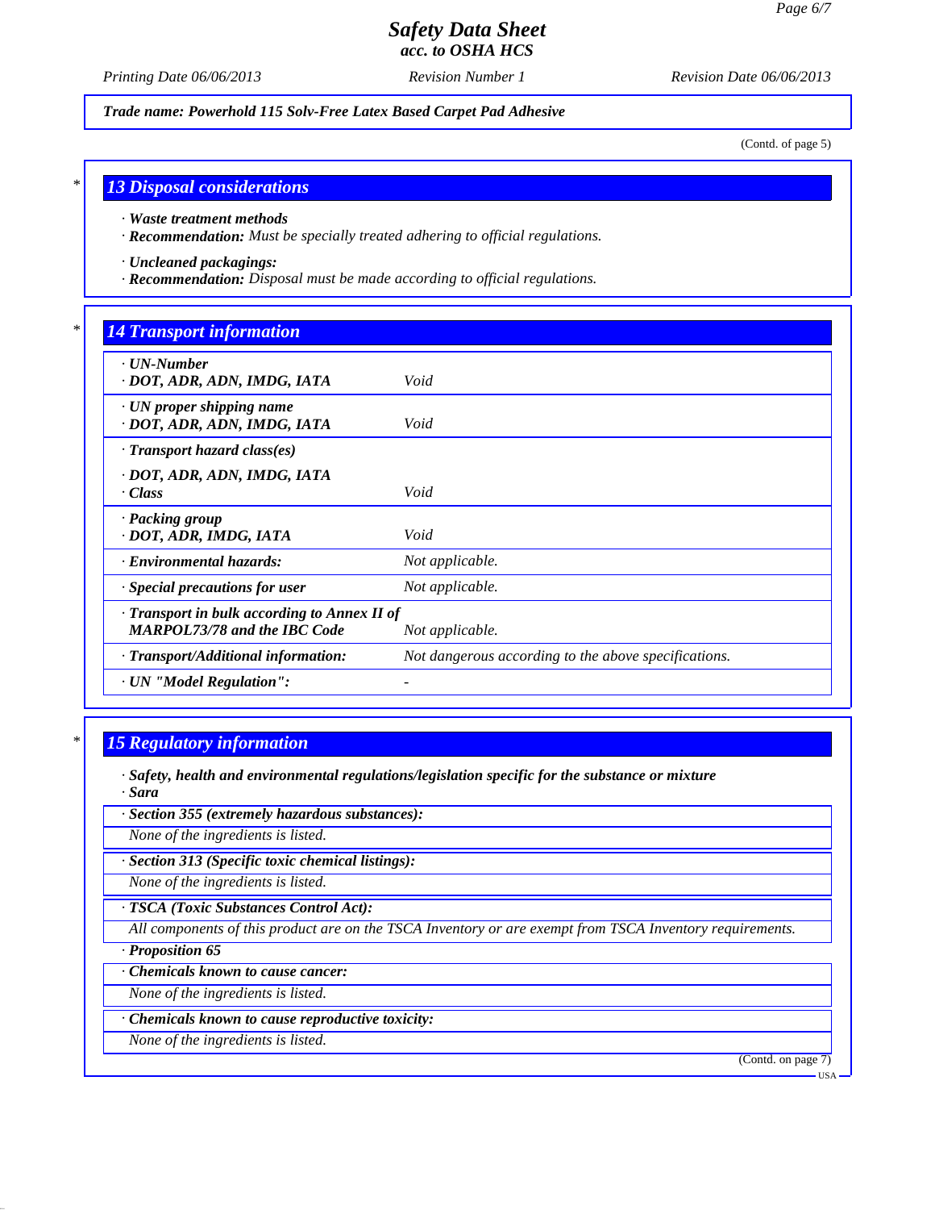**Trade name: Powerhold 115 Solv-Free Latex Based Carpet Pad Adhesive**

(Contd. of page 5)

## 13 Disposal considerations

· **Waste treatment methods**
· **Recommendation:** Must be specially treated adhering to official regulations.

· **Uncleaned packagings:**
· **Recommendation:** Disposal must be made according to official regulations.

## 14 Transport information

| | |
|---|---|
| · **UN-Number**<br>· **DOT, ADR, ADN, IMDG, IATA** | Void |
| · **UN proper shipping name**<br>· **DOT, ADR, ADN, IMDG, IATA** | Void |
| · **Transport hazard class(es)**<br>· **DOT, ADR, ADN, IMDG, IATA**<br>· **Class** | Void |
| · **Packing group**<br>· **DOT, ADR, IMDG, IATA** | Void |
| · **Environmental hazards:** | Not applicable. |
| · **Special precautions for user** | Not applicable. |
| · **Transport in bulk according to Annex II of MARPOL73/78 and the IBC Code** | Not applicable. |
| · **Transport/Additional information:** | Not dangerous according to the above specifications. |
| · **UN "Model Regulation":** | - |

## 15 Regulatory information

· **Safety, health and environmental regulations/legislation specific for the substance or mixture**
· **Sara**

· **Section 355 (extremely hazardous substances):**
None of the ingredients is listed.

· **Section 313 (Specific toxic chemical listings):**
None of the ingredients is listed.

· **TSCA (Toxic Substances Control Act):**
All components of this product are on the TSCA Inventory or are exempt from TSCA Inventory requirements.

· **Proposition 65**

· **Chemicals known to cause cancer:**
None of the ingredients is listed.

· **Chemicals known to cause reproductive toxicity:**
None of the ingredients is listed.

(Contd. on page 7)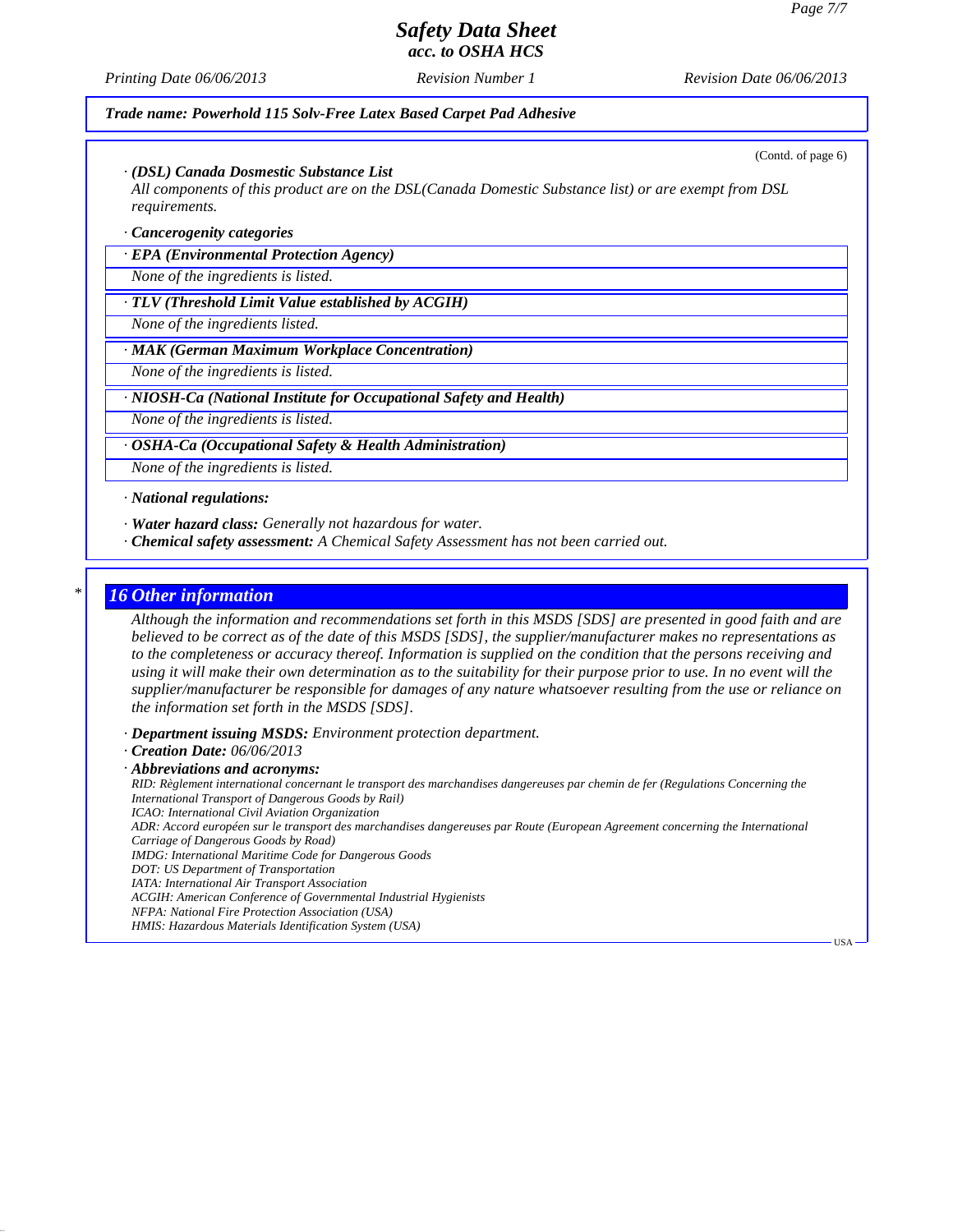**Trade name: Powerhold 115 Solv-Free Latex Based Carpet Pad Adhesive**

(Contd. of page 6)

· **(DSL) Canada Dosmestic Substance List**
*All components of this product are on the DSL(Canada Domestic Substance list) or are exempt from DSL requirements.*

· **Cancerogenity categories**

· **EPA (Environmental Protection Agency)**
*None of the ingredients is listed.*

· **TLV (Threshold Limit Value established by ACGIH)**
*None of the ingredients listed.*

· **MAK (German Maximum Workplace Concentration)**
*None of the ingredients is listed.*

· **NIOSH-Ca (National Institute for Occupational Safety and Health)**
*None of the ingredients is listed.*

· **OSHA-Ca (Occupational Safety & Health Administration)**
*None of the ingredients is listed.*

· **National regulations:**

· **Water hazard class:** *Generally not hazardous for water.*
· **Chemical safety assessment:** *A Chemical Safety Assessment has not been carried out.*

## * 16 Other information

*Although the information and recommendations set forth in this MSDS [SDS] are presented in good faith and are believed to be correct as of the date of this MSDS [SDS], the supplier/manufacturer makes no representations as to the completeness or accuracy thereof. Information is supplied on the condition that the persons receiving and using it will make their own determination as to the suitability for their purpose prior to use. In no event will the supplier/manufacturer be responsible for damages of any nature whatsoever resulting from the use or reliance on the information set forth in the MSDS [SDS].*

· **Department issuing MSDS:** *Environment protection department.*
· **Creation Date:** *06/06/2013*
· **Abbreviations and acronyms:**
*RID: Règlement international concernant le transport des marchandises dangereuses par chemin de fer (Regulations Concerning the International Transport of Dangerous Goods by Rail)*
*ICAO: International Civil Aviation Organization*
*ADR: Accord européen sur le transport des marchandises dangereuses par Route (European Agreement concerning the International Carriage of Dangerous Goods by Road)*
*IMDG: International Maritime Code for Dangerous Goods*
*DOT: US Department of Transportation*
*IATA: International Air Transport Association*
*ACGIH: American Conference of Governmental Industrial Hygienists*
*NFPA: National Fire Protection Association (USA)*
*HMIS: Hazardous Materials Identification System (USA)*

USA